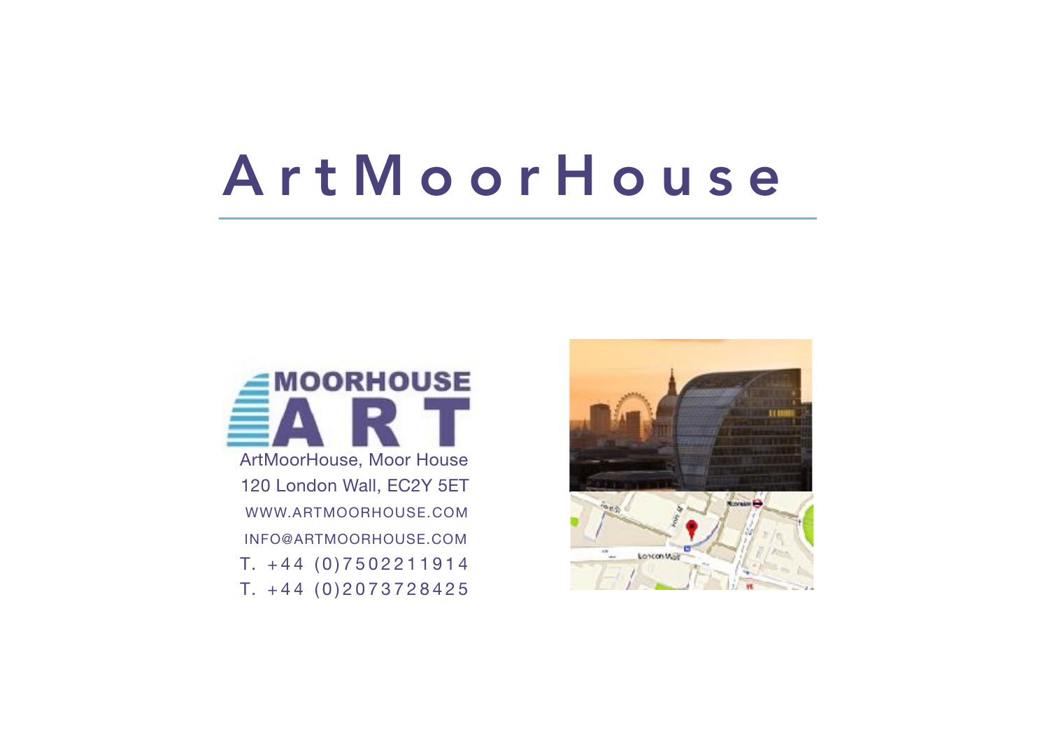# ArtMoorHouse

ArtMoorHouse, Moor House

120 London Wall, EC2Y 5ET

WWW.ARTMOORHOUSE.COM

INFO@ARTMOORHOUSE.COM

T. +44 (0)7502211914

T. +44 (0)2073728425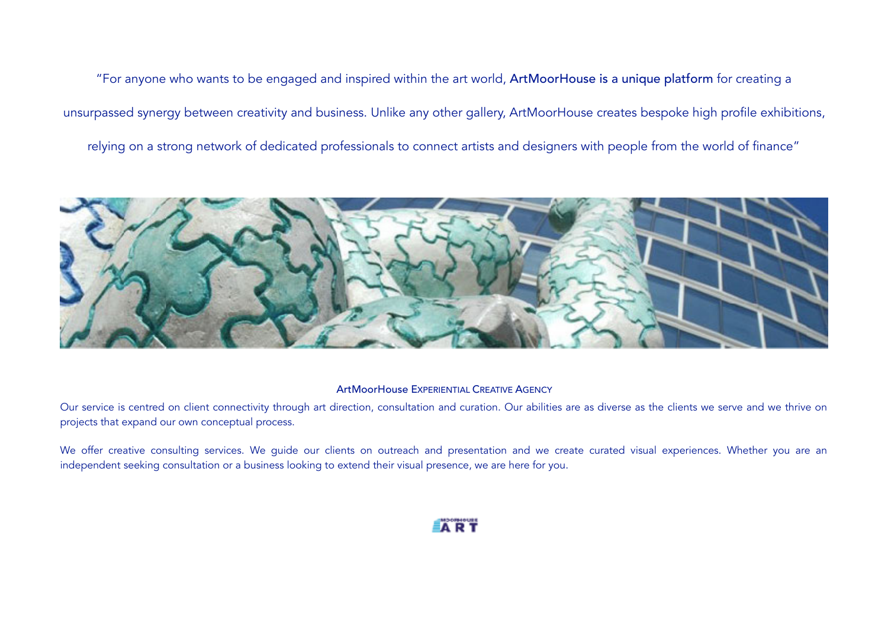"For anyone who wants to be engaged and inspired within the art world, ArtMoorHouse is a unique platform for creating a unsurpassed synergy between creativity and business. Unlike any other gallery, ArtMoorHouse creates bespoke high profile exhibitions, relying on a strong network of dedicated professionals to connect artists and designers with people from the world of finance"

## ArtMoorHouse Experiential Creative Agency

Our service is centred on client connectivity through art direction, consultation and curation. Our abilities are as diverse as the clients we serve and we thrive on projects that expand our own conceptual process.

We offer creative consulting services. We guide our clients on outreach and presentation and we create curated visual experiences. Whether you are an independent seeking consultation or a business looking to extend their visual presence, we are here for you.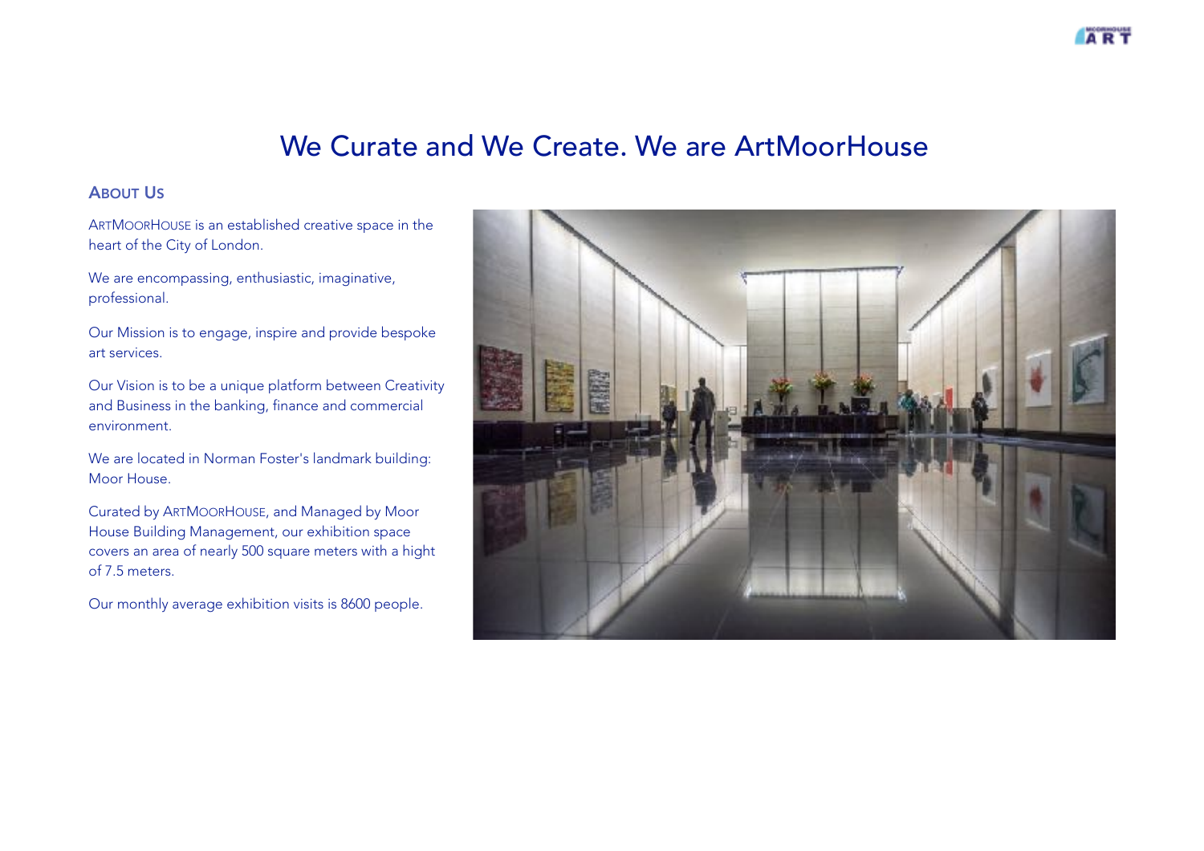# We Curate and We Create. We are ArtMoorHouse

## About Us

ArtMoorHouse is an established creative space in the heart of the City of London.

We are encompassing, enthusiastic, imaginative, professional.

Our Mission is to engage, inspire and provide bespoke art services.

Our Vision is to be a unique platform between Creativity and Business in the banking, finance and commercial environment.

We are located in Norman Foster's landmark building: Moor House.

Curated by ArtMoorHouse, and Managed by Moor House Building Management, our exhibition space covers an area of nearly 500 square meters with a hight of 7.5 meters.

Our monthly average exhibition visits is 8600 people.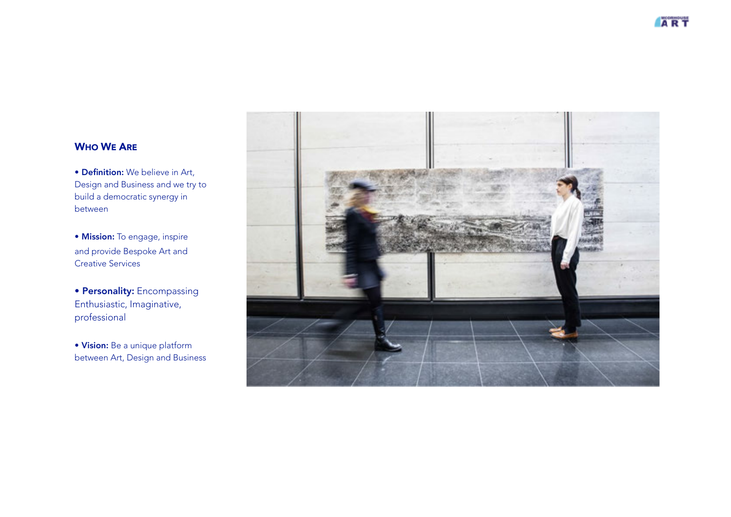## Who We Are

- **Definition:** We believe in Art, Design and Business and we try to build a democratic synergy in between

- **Mission:** To engage, inspire and provide Bespoke Art and Creative Services

- **Personality:** Encompassing Enthusiastic, Imaginative, professional

- **Vision:** Be a unique platform between Art, Design and Business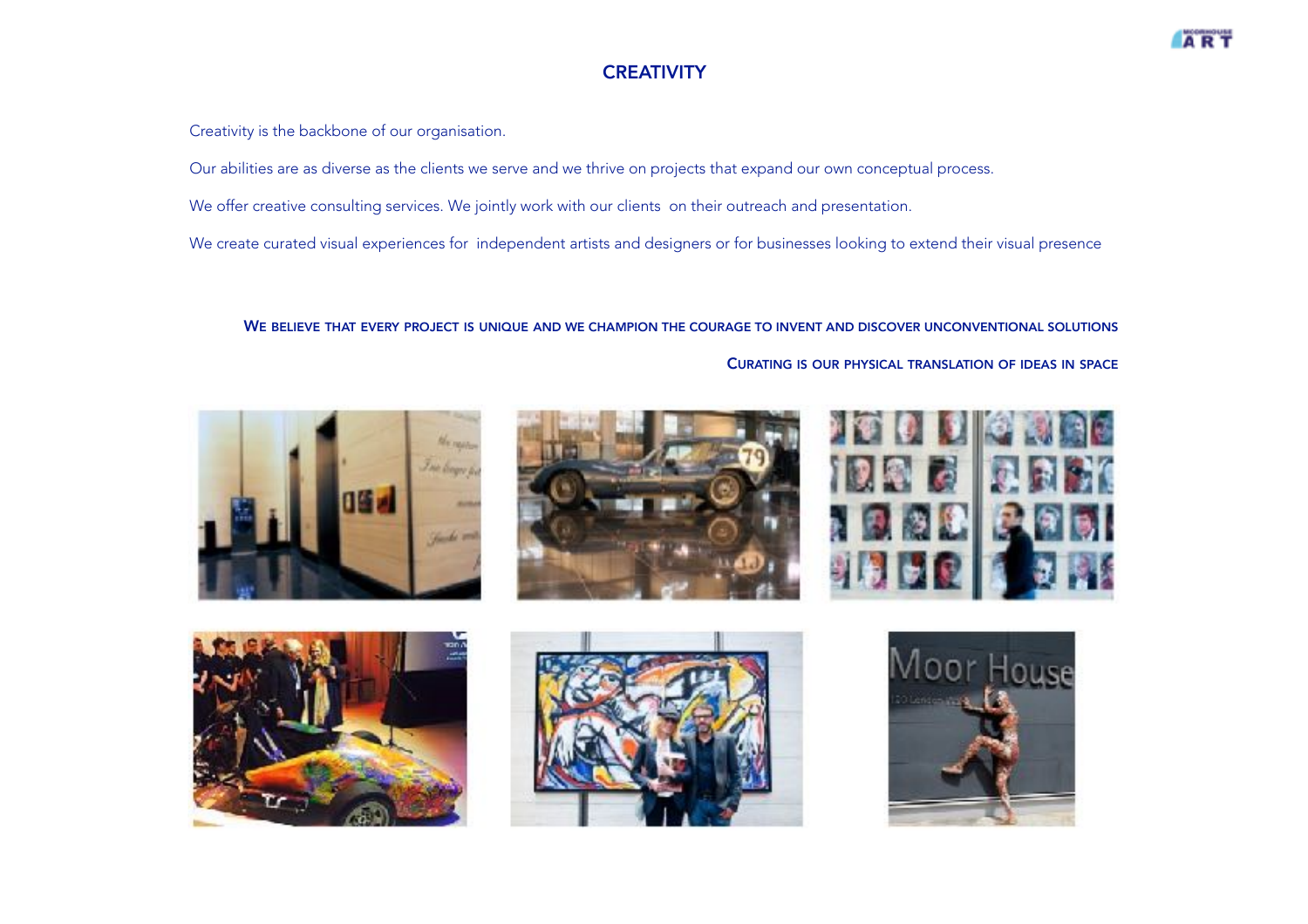# CREATIVITY

Creativity is the backbone of our organisation.

Our abilities are as diverse as the clients we serve and we thrive on projects that expand our own conceptual process.

We offer creative consulting services. We jointly work with our clients on their outreach and presentation.

We create curated visual experiences for independent artists and designers or for businesses looking to extend their visual presence

**WE BELIEVE THAT EVERY PROJECT IS UNIQUE AND WE CHAMPION THE COURAGE TO INVENT AND DISCOVER UNCONVENTIONAL SOLUTIONS**

**CURATING IS OUR PHYSICAL TRANSLATION OF IDEAS IN SPACE**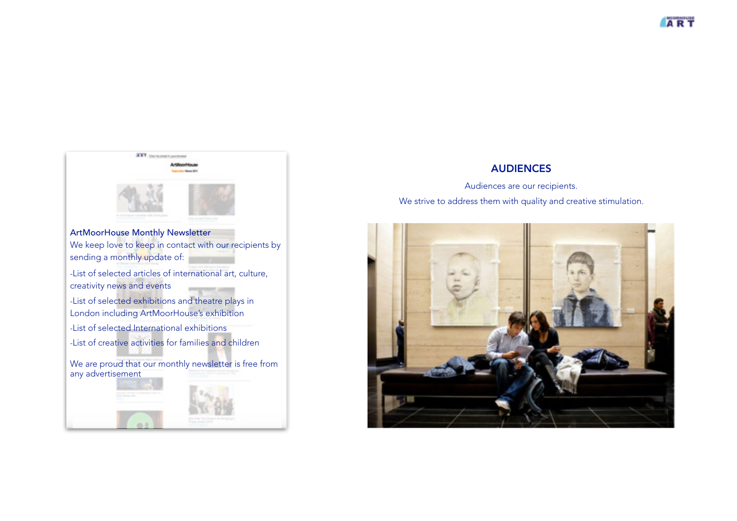## ArtMoorHouse Monthly Newsletter

We keep love to keep in contact with our recipients by sending a monthly update of:

- List of selected articles of international art, culture, creativity news and events
- List of selected exhibitions and theatre plays in London including ArtMoorHouse's exhibition
- List of selected International exhibitions
- List of creative activities for families and children

We are proud that our monthly newsletter is free from any advertisement

## AUDIENCES

Audiences are our recipients.

We strive to address them with quality and creative stimulation.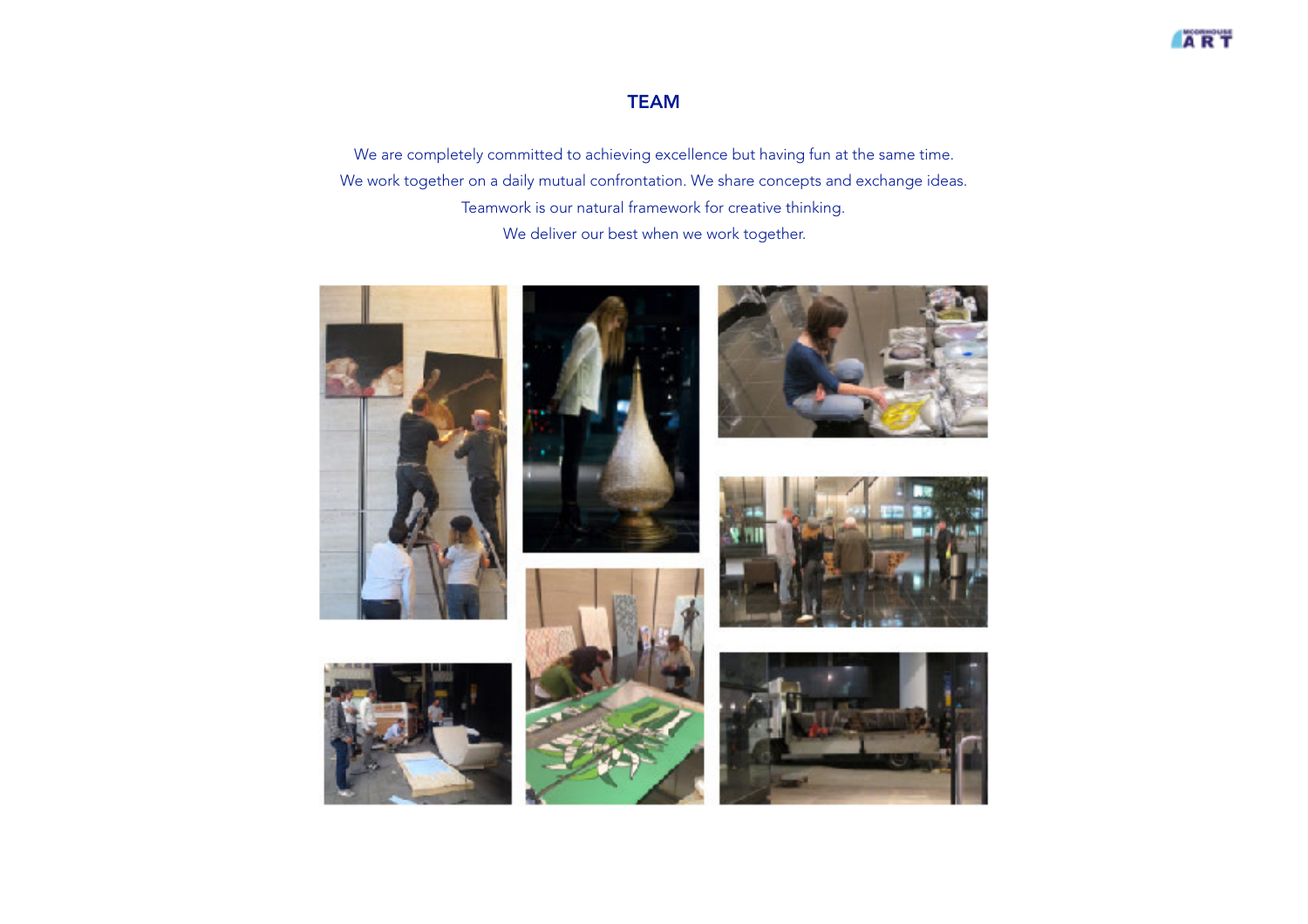# TEAM

We are completely committed to achieving excellence but having fun at the same time.
We work together on a daily mutual confrontation. We share concepts and exchange ideas.
Teamwork is our natural framework for creative thinking.
We deliver our best when we work together.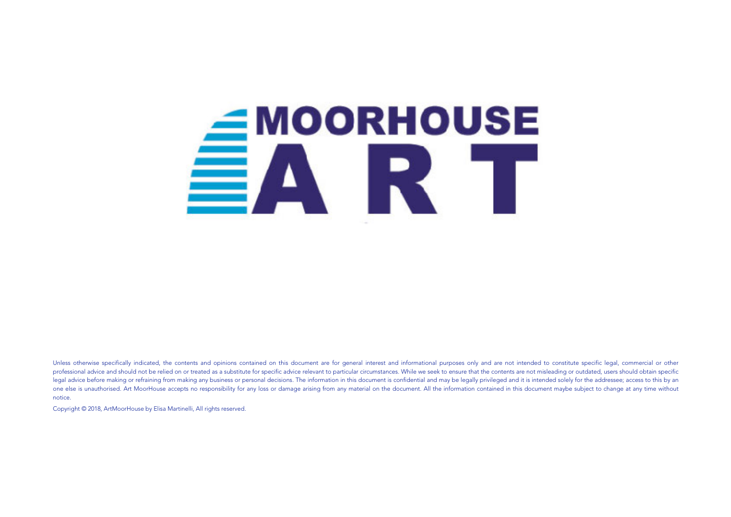MOORHOUSE

ART

Unless otherwise specifically indicated, the contents and opinions contained on this document are for general interest and informational purposes only and are not intended to constitute specific legal, commercial or other professional advice and should not be relied on or treated as a substitute for specific advice relevant to particular circumstances. While we seek to ensure that the contents are not misleading or outdated, users should obtain specific legal advice before making or refraining from making any business or personal decisions. The information in this document is confidential and may be legally privileged and it is intended solely for the addressee; access to this by an one else is unauthorised. Art MoorHouse accepts no responsibility for any loss or damage arising from any material on the document. All the information contained in this document maybe subject to change at any time without notice.

Copyright © 2018, ArtMoorHouse by Elisa Martinelli, All rights reserved.